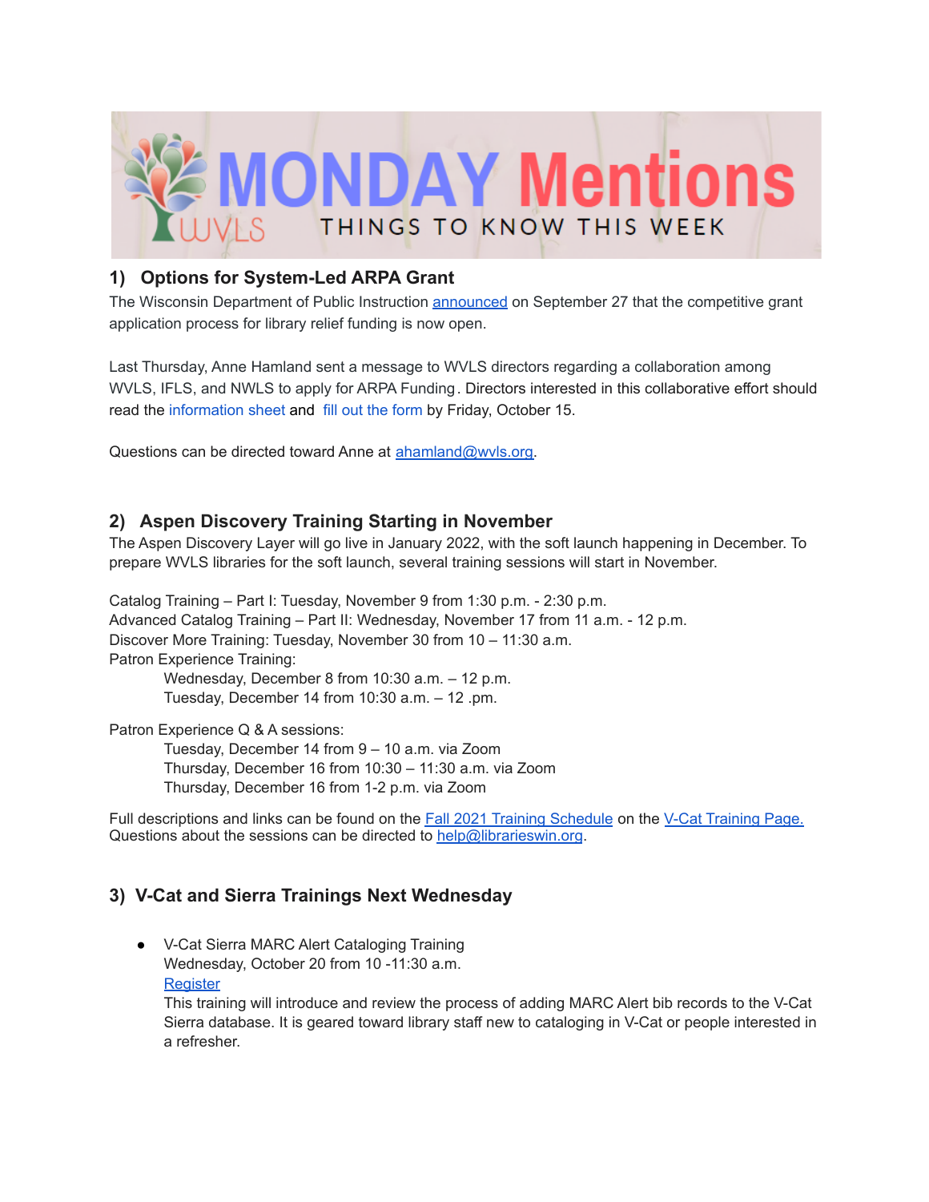# MONDAY Mentions

WVLS — THINGS TO KNOW THIS WEEK

## 1) Options for System-Led ARPA Grant

The Wisconsin Department of Public Instruction announced on September 27 that the competitive grant application process for library relief funding is now open.

Last Thursday, Anne Hamland sent a message to WVLS directors regarding a collaboration among WVLS, IFLS, and NWLS to apply for ARPA Funding. Directors interested in this collaborative effort should read the information sheet and fill out the form by Friday, October 15.

Questions can be directed toward Anne at ahamland@wvls.org.

## 2) Aspen Discovery Training Starting in November

The Aspen Discovery Layer will go live in January 2022, with the soft launch happening in December. To prepare WVLS libraries for the soft launch, several training sessions will start in November.

Catalog Training – Part I: Tuesday, November 9 from 1:30 p.m. - 2:30 p.m.
Advanced Catalog Training – Part II: Wednesday, November 17 from 11 a.m. - 12 p.m.
Discover More Training: Tuesday, November 30 from 10 – 11:30 a.m.
Patron Experience Training:
  Wednesday, December 8 from 10:30 a.m. – 12 p.m.
  Tuesday, December 14 from 10:30 a.m. – 12 .pm.

Patron Experience Q & A sessions:
  Tuesday, December 14 from 9 – 10 a.m. via Zoom
  Thursday, December 16 from 10:30 – 11:30 a.m. via Zoom
  Thursday, December 16 from 1-2 p.m. via Zoom

Full descriptions and links can be found on the Fall 2021 Training Schedule on the V-Cat Training Page.
Questions about the sessions can be directed to help@librarieswin.org.

## 3) V-Cat and Sierra Trainings Next Wednesday

- V-Cat Sierra MARC Alert Cataloging Training
  Wednesday, October 20 from 10 -11:30 a.m.
  Register
  This training will introduce and review the process of adding MARC Alert bib records to the V-Cat Sierra database. It is geared toward library staff new to cataloging in V-Cat or people interested in a refresher.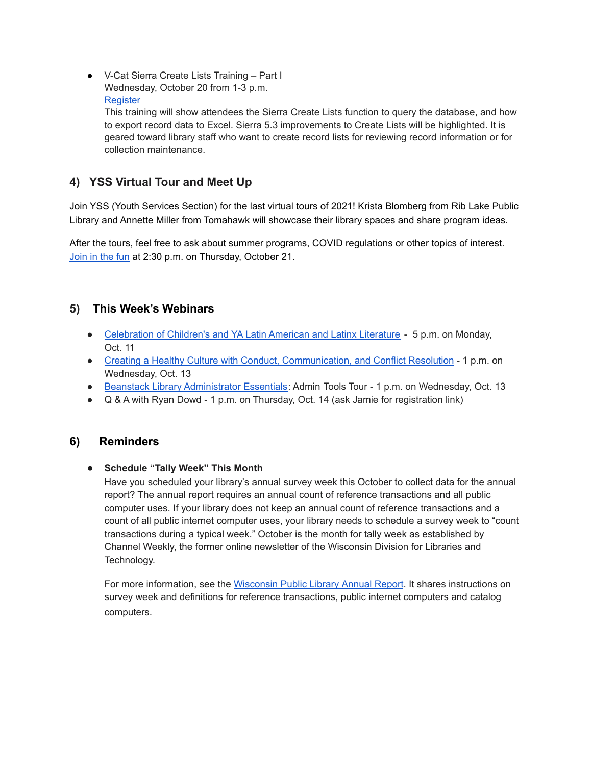- V-Cat Sierra Create Lists Training – Part I
  Wednesday, October 20 from 1-3 p.m.
  Register
  This training will show attendees the Sierra Create Lists function to query the database, and how to export record data to Excel. Sierra 5.3 improvements to Create Lists will be highlighted. It is geared toward library staff who want to create record lists for reviewing record information or for collection maintenance.

## 4) YSS Virtual Tour and Meet Up

Join YSS (Youth Services Section) for the last virtual tours of 2021! Krista Blomberg from Rib Lake Public Library and Annette Miller from Tomahawk will showcase their library spaces and share program ideas.

After the tours, feel free to ask about summer programs, COVID regulations or other topics of interest. Join in the fun at 2:30 p.m. on Thursday, October 21.

## 5) This Week's Webinars

- Celebration of Children's and YA Latin American and Latinx Literature - 5 p.m. on Monday, Oct. 11
- Creating a Healthy Culture with Conduct, Communication, and Conflict Resolution - 1 p.m. on Wednesday, Oct. 13
- Beanstack Library Administrator Essentials: Admin Tools Tour - 1 p.m. on Wednesday, Oct. 13
- Q & A with Ryan Dowd - 1 p.m. on Thursday, Oct. 14 (ask Jamie for registration link)

## 6) Reminders

- **Schedule "Tally Week" This Month**
  Have you scheduled your library's annual survey week this October to collect data for the annual report? The annual report requires an annual count of reference transactions and all public computer uses. If your library does not keep an annual count of reference transactions and a count of all public internet computer uses, your library needs to schedule a survey week to "count transactions during a typical week." October is the month for tally week as established by Channel Weekly, the former online newsletter of the Wisconsin Division for Libraries and Technology.

  For more information, see the Wisconsin Public Library Annual Report. It shares instructions on survey week and definitions for reference transactions, public internet computers and catalog computers.